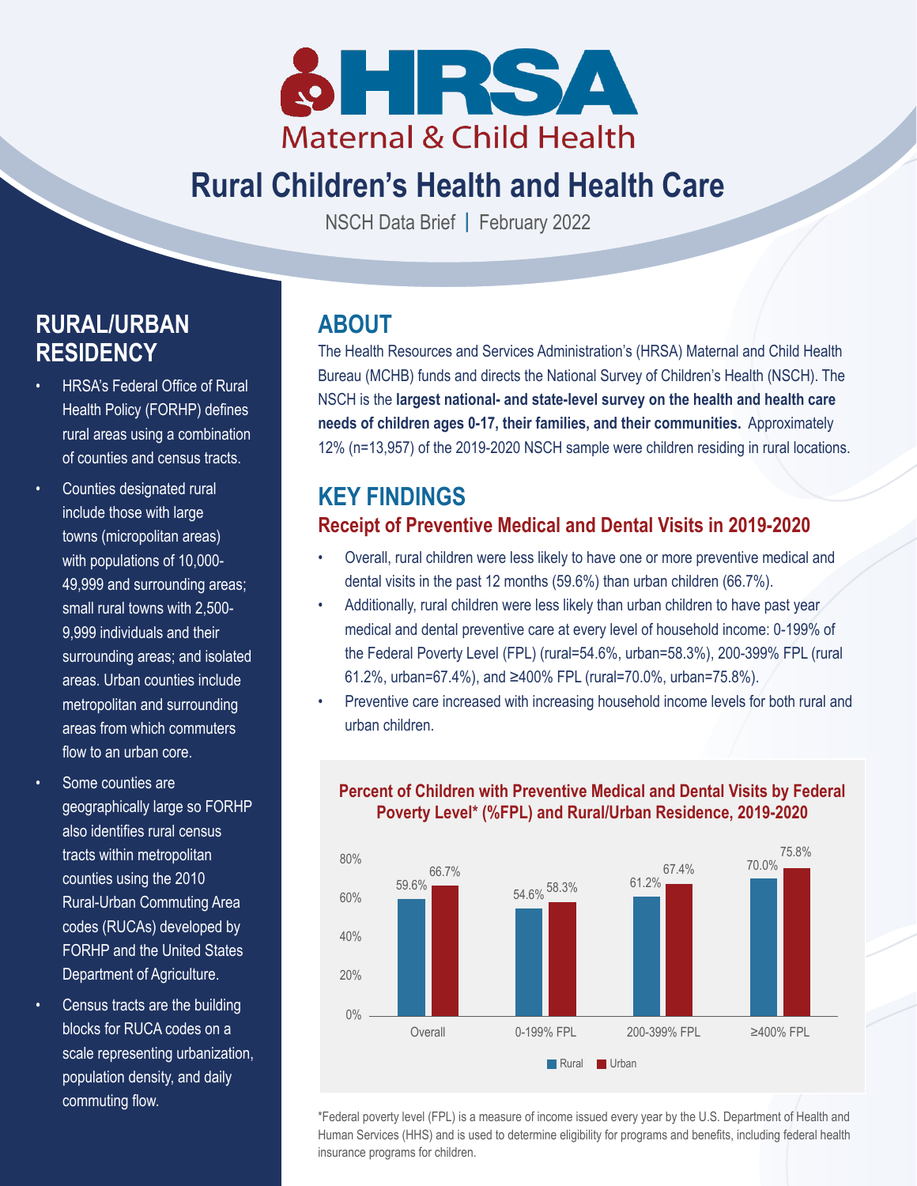# Rural Children's Health and Health Care

NSCH Data Brief | February 2022

## ABOUT

The Health Resources and Services Administration's (HRSA) Maternal and Child Health Bureau (MCHB) funds and directs the National Survey of Children's Health (NSCH). The NSCH is the **largest national- and state-level survey on the health and health care needs of children ages 0-17, their families, and their communities.** Approximately 12% (n=13,957) of the 2019-2020 NSCH sample were children residing in rural locations.

## KEY FINDINGS

### Receipt of Preventive Medical and Dental Visits in 2019-2020

- Overall, rural children were less likely to have one or more preventive medical and dental visits in the past 12 months (59.6%) than urban children (66.7%).
- Additionally, rural children were less likely than urban children to have past year medical and dental preventive care at every level of household income: 0-199% of the Federal Poverty Level (FPL) (rural=54.6%, urban=58.3%), 200-399% FPL (rural 61.2%, urban=67.4%), and ≥400% FPL (rural=70.0%, urban=75.8%).
- Preventive care increased with increasing household income levels for both rural and urban children.

**Percent of Children with Preventive Medical and Dental Visits by Federal Poverty Level* (%FPL) and Rural/Urban Residence, 2019-2020**

| | Rural | Urban |
|---|---|---|
| Overall | 59.6% | 66.7% |
| 0-199% FPL | 54.6% | 58.3% |
| 200-399% FPL | 61.2% | 67.4% |
| ≥400% FPL | 70.0% | 75.8% |

*Federal poverty level (FPL) is a measure of income issued every year by the U.S. Department of Health and Human Services (HHS) and is used to determine eligibility for programs and benefits, including federal health insurance programs for children.

## RURAL/URBAN RESIDENCY

- HRSA's Federal Office of Rural Health Policy (FORHP) defines rural areas using a combination of counties and census tracts.
- Counties designated rural include those with large towns (micropolitan areas) with populations of 10,000-49,999 and surrounding areas; small rural towns with 2,500-9,999 individuals and their surrounding areas; and isolated areas. Urban counties include metropolitan and surrounding areas from which commuters flow to an urban core.
- Some counties are geographically large so FORHP also identifies rural census tracts within metropolitan counties using the 2010 Rural-Urban Commuting Area codes (RUCAs) developed by FORHP and the United States Department of Agriculture.
- Census tracts are the building blocks for RUCA codes on a scale representing urbanization, population density, and daily commuting flow.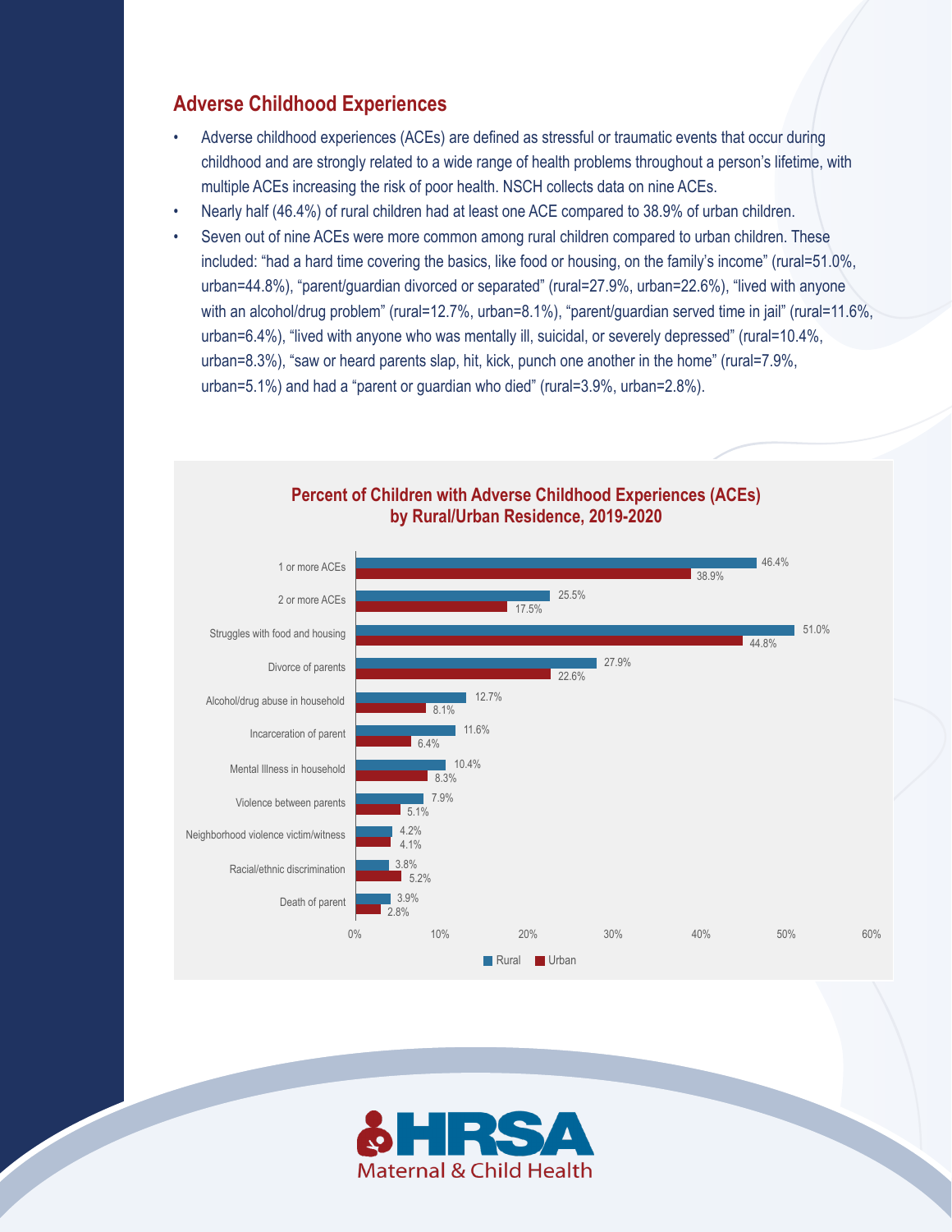## Adverse Childhood Experiences

- Adverse childhood experiences (ACEs) are defined as stressful or traumatic events that occur during childhood and are strongly related to a wide range of health problems throughout a person's lifetime, with multiple ACEs increasing the risk of poor health. NSCH collects data on nine ACEs.
- Nearly half (46.4%) of rural children had at least one ACE compared to 38.9% of urban children.
- Seven out of nine ACEs were more common among rural children compared to urban children. These included: "had a hard time covering the basics, like food or housing, on the family's income" (rural=51.0%, urban=44.8%), "parent/guardian divorced or separated" (rural=27.9%, urban=22.6%), "lived with anyone with an alcohol/drug problem" (rural=12.7%, urban=8.1%), "parent/guardian served time in jail" (rural=11.6%, urban=6.4%), "lived with anyone who was mentally ill, suicidal, or severely depressed" (rural=10.4%, urban=8.3%), "saw or heard parents slap, hit, kick, punch one another in the home" (rural=7.9%, urban=5.1%) and had a "parent or guardian who died" (rural=3.9%, urban=2.8%).

**Percent of Children with Adverse Childhood Experiences (ACEs) by Rural/Urban Residence, 2019-2020**

| | Rural | Urban |
|---|---|---|
| 1 or more ACEs | 46.4% | 38.9% |
| 2 or more ACEs | 25.5% | 17.5% |
| Struggles with food and housing | 51.0% | 44.8% |
| Divorce of parents | 27.9% | 22.6% |
| Alcohol/drug abuse in household | 12.7% | 8.1% |
| Incarceration of parent | 11.6% | 6.4% |
| Mental Illness in household | 10.4% | 8.3% |
| Violence between parents | 7.9% | 5.1% |
| Neighborhood violence victim/witness | 4.2% | 4.1% |
| Racial/ethnic discrimination | 3.8% | 5.2% |
| Death of parent | 3.9% | 2.8% |

HRSA Maternal & Child Health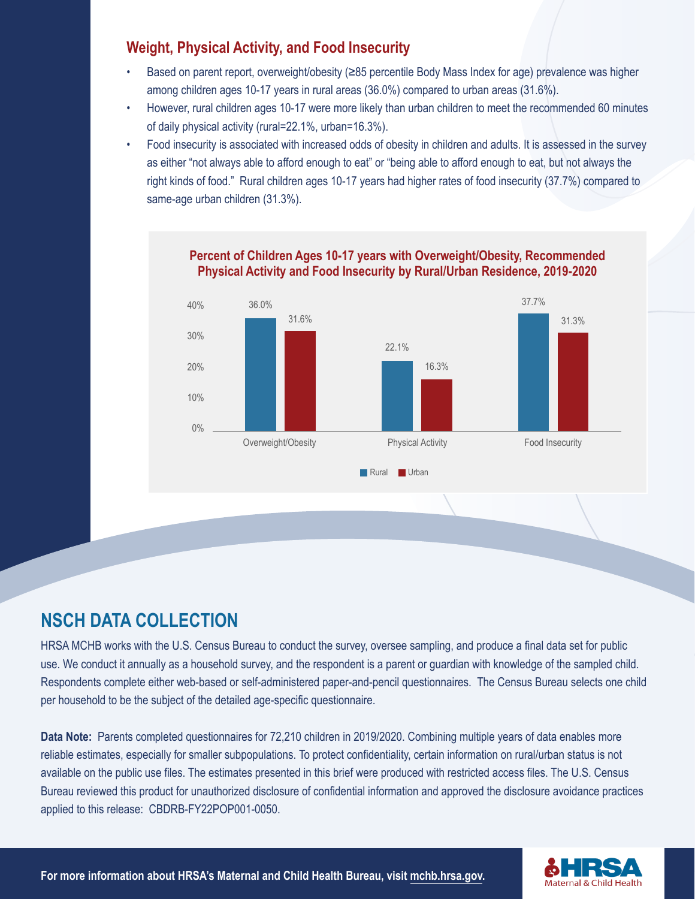## Weight, Physical Activity, and Food Insecurity

- Based on parent report, overweight/obesity (≥85 percentile Body Mass Index for age) prevalence was higher among children ages 10-17 years in rural areas (36.0%) compared to urban areas (31.6%).
- However, rural children ages 10-17 were more likely than urban children to meet the recommended 60 minutes of daily physical activity (rural=22.1%, urban=16.3%).
- Food insecurity is associated with increased odds of obesity in children and adults. It is assessed in the survey as either "not always able to afford enough to eat" or "being able to afford enough to eat, but not always the right kinds of food." Rural children ages 10-17 years had higher rates of food insecurity (37.7%) compared to same-age urban children (31.3%).

**Percent of Children Ages 10-17 years with Overweight/Obesity, Recommended Physical Activity and Food Insecurity by Rural/Urban Residence, 2019-2020**

40%
30%
20%
10%
0%

Overweight/Obesity: 36.0% 31.6%
Physical Activity: 22.1% 16.3%
Food Insecurity: 37.7% 31.3%

Rural
Urban

## NSCH DATA COLLECTION

HRSA MCHB works with the U.S. Census Bureau to conduct the survey, oversee sampling, and produce a final data set for public use. We conduct it annually as a household survey, and the respondent is a parent or guardian with knowledge of the sampled child. Respondents complete either web-based or self-administered paper-and-pencil questionnaires. The Census Bureau selects one child per household to be the subject of the detailed age-specific questionnaire.

**Data Note:** Parents completed questionnaires for 72,210 children in 2019/2020. Combining multiple years of data enables more reliable estimates, especially for smaller subpopulations. To protect confidentiality, certain information on rural/urban status is not available on the public use files. The estimates presented in this brief were produced with restricted access files. The U.S. Census Bureau reviewed this product for unauthorized disclosure of confidential information and approved the disclosure avoidance practices applied to this release: CBDRB-FY22POP001-0050.

**For more information about HRSA's Maternal and Child Health Bureau, visit mchb.hrsa.gov.**

HRSA Maternal & Child Health